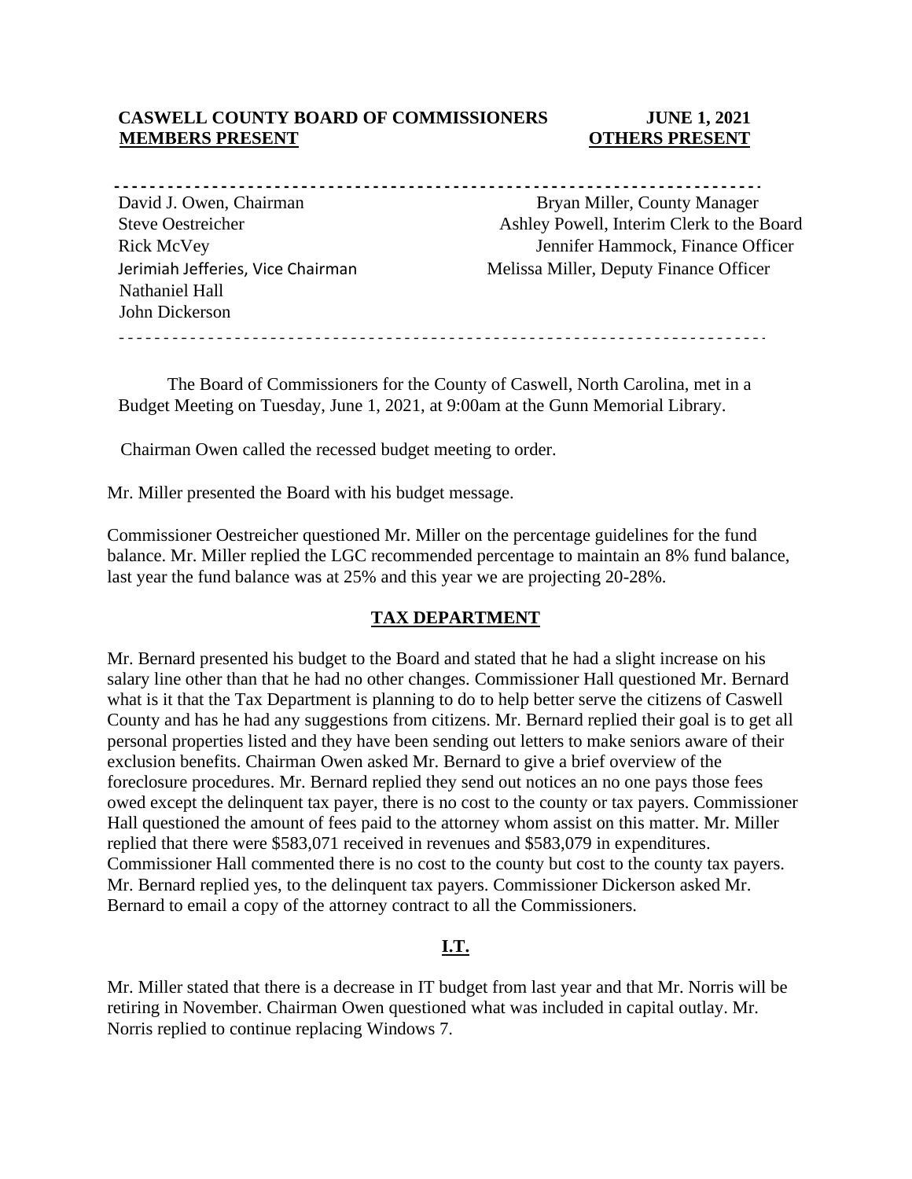**CASWELL COUNTY BOARD OF COMMISSIONERS** **JUNE 1, 2021**

| **MEMBERS PRESENT** | **OTHERS PRESENT** |
|---|---|
| David J. Owen, Chairman | Bryan Miller, County Manager |
| Steve Oestreicher | Ashley Powell, Interim Clerk to the Board |
| Rick McVey | Jennifer Hammock, Finance Officer |
| Jerimiah Jefferies, Vice Chairman | Melissa Miller, Deputy Finance Officer |
| Nathaniel Hall | |
| John Dickerson | |

The Board of Commissioners for the County of Caswell, North Carolina, met in a Budget Meeting on Tuesday, June 1, 2021, at 9:00am at the Gunn Memorial Library.

Chairman Owen called the recessed budget meeting to order.

Mr. Miller presented the Board with his budget message.

Commissioner Oestreicher questioned Mr. Miller on the percentage guidelines for the fund balance. Mr. Miller replied the LGC recommended percentage to maintain an 8% fund balance, last year the fund balance was at 25% and this year we are projecting 20-28%.

## TAX DEPARTMENT

Mr. Bernard presented his budget to the Board and stated that he had a slight increase on his salary line other than that he had no other changes. Commissioner Hall questioned Mr. Bernard what is it that the Tax Department is planning to do to help better serve the citizens of Caswell County and has he had any suggestions from citizens. Mr. Bernard replied their goal is to get all personal properties listed and they have been sending out letters to make seniors aware of their exclusion benefits. Chairman Owen asked Mr. Bernard to give a brief overview of the foreclosure procedures. Mr. Bernard replied they send out notices an no one pays those fees owed except the delinquent tax payer, there is no cost to the county or tax payers. Commissioner Hall questioned the amount of fees paid to the attorney whom assist on this matter. Mr. Miller replied that there were $583,071 received in revenues and $583,079 in expenditures. Commissioner Hall commented there is no cost to the county but cost to the county tax payers. Mr. Bernard replied yes, to the delinquent tax payers. Commissioner Dickerson asked Mr. Bernard to email a copy of the attorney contract to all the Commissioners.

## I.T.

Mr. Miller stated that there is a decrease in IT budget from last year and that Mr. Norris will be retiring in November. Chairman Owen questioned what was included in capital outlay. Mr. Norris replied to continue replacing Windows 7.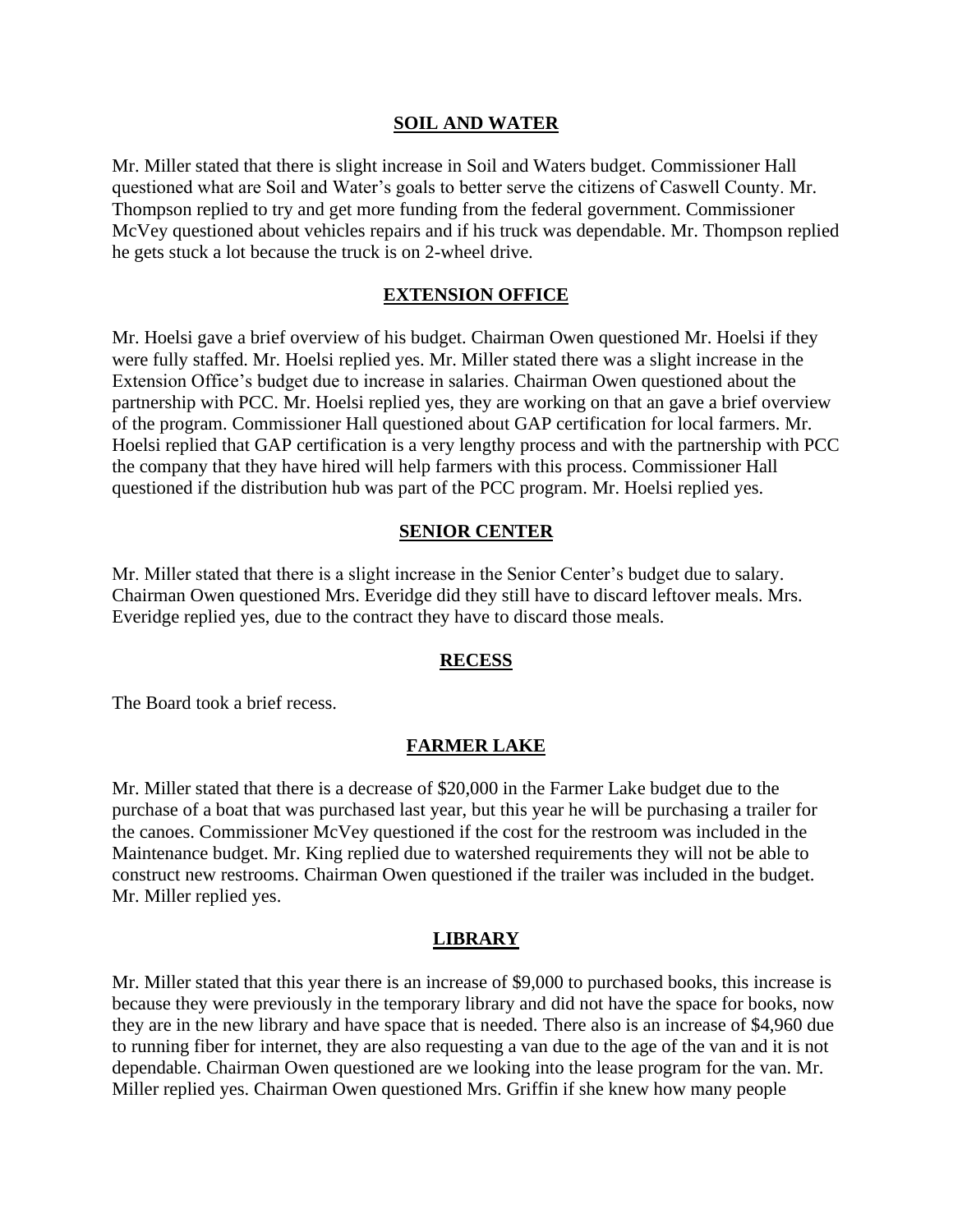## SOIL AND WATER

Mr. Miller stated that there is slight increase in Soil and Waters budget. Commissioner Hall questioned what are Soil and Water's goals to better serve the citizens of Caswell County. Mr. Thompson replied to try and get more funding from the federal government. Commissioner McVey questioned about vehicles repairs and if his truck was dependable. Mr. Thompson replied he gets stuck a lot because the truck is on 2-wheel drive.

## EXTENSION OFFICE

Mr. Hoelsi gave a brief overview of his budget. Chairman Owen questioned Mr. Hoelsi if they were fully staffed. Mr. Hoelsi replied yes. Mr. Miller stated there was a slight increase in the Extension Office's budget due to increase in salaries. Chairman Owen questioned about the partnership with PCC. Mr. Hoelsi replied yes, they are working on that an gave a brief overview of the program. Commissioner Hall questioned about GAP certification for local farmers. Mr. Hoelsi replied that GAP certification is a very lengthy process and with the partnership with PCC the company that they have hired will help farmers with this process. Commissioner Hall questioned if the distribution hub was part of the PCC program. Mr. Hoelsi replied yes.

## SENIOR CENTER

Mr. Miller stated that there is a slight increase in the Senior Center's budget due to salary. Chairman Owen questioned Mrs. Everidge did they still have to discard leftover meals. Mrs. Everidge replied yes, due to the contract they have to discard those meals.

## RECESS

The Board took a brief recess.

## FARMER LAKE

Mr. Miller stated that there is a decrease of $20,000 in the Farmer Lake budget due to the purchase of a boat that was purchased last year, but this year he will be purchasing a trailer for the canoes. Commissioner McVey questioned if the cost for the restroom was included in the Maintenance budget. Mr. King replied due to watershed requirements they will not be able to construct new restrooms. Chairman Owen questioned if the trailer was included in the budget. Mr. Miller replied yes.

## LIBRARY

Mr. Miller stated that this year there is an increase of $9,000 to purchased books, this increase is because they were previously in the temporary library and did not have the space for books, now they are in the new library and have space that is needed. There also is an increase of $4,960 due to running fiber for internet, they are also requesting a van due to the age of the van and it is not dependable. Chairman Owen questioned are we looking into the lease program for the van. Mr. Miller replied yes. Chairman Owen questioned Mrs. Griffin if she knew how many people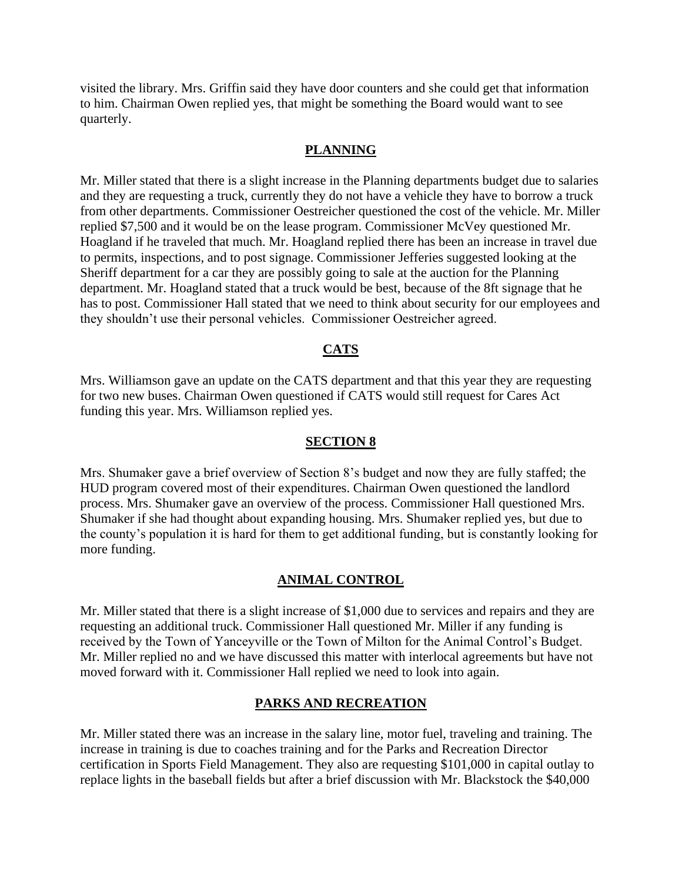visited the library. Mrs. Griffin said they have door counters and she could get that information to him. Chairman Owen replied yes, that might be something the Board would want to see quarterly.

## PLANNING

Mr. Miller stated that there is a slight increase in the Planning departments budget due to salaries and they are requesting a truck, currently they do not have a vehicle they have to borrow a truck from other departments. Commissioner Oestreicher questioned the cost of the vehicle. Mr. Miller replied $7,500 and it would be on the lease program. Commissioner McVey questioned Mr. Hoagland if he traveled that much. Mr. Hoagland replied there has been an increase in travel due to permits, inspections, and to post signage. Commissioner Jefferies suggested looking at the Sheriff department for a car they are possibly going to sale at the auction for the Planning department. Mr. Hoagland stated that a truck would be best, because of the 8ft signage that he has to post. Commissioner Hall stated that we need to think about security for our employees and they shouldn't use their personal vehicles. Commissioner Oestreicher agreed.

## CATS

Mrs. Williamson gave an update on the CATS department and that this year they are requesting for two new buses. Chairman Owen questioned if CATS would still request for Cares Act funding this year. Mrs. Williamson replied yes.

## SECTION 8

Mrs. Shumaker gave a brief overview of Section 8's budget and now they are fully staffed; the HUD program covered most of their expenditures. Chairman Owen questioned the landlord process. Mrs. Shumaker gave an overview of the process. Commissioner Hall questioned Mrs. Shumaker if she had thought about expanding housing. Mrs. Shumaker replied yes, but due to the county's population it is hard for them to get additional funding, but is constantly looking for more funding.

## ANIMAL CONTROL

Mr. Miller stated that there is a slight increase of $1,000 due to services and repairs and they are requesting an additional truck. Commissioner Hall questioned Mr. Miller if any funding is received by the Town of Yanceyville or the Town of Milton for the Animal Control's Budget. Mr. Miller replied no and we have discussed this matter with interlocal agreements but have not moved forward with it. Commissioner Hall replied we need to look into again.

## PARKS AND RECREATION

Mr. Miller stated there was an increase in the salary line, motor fuel, traveling and training. The increase in training is due to coaches training and for the Parks and Recreation Director certification in Sports Field Management. They also are requesting $101,000 in capital outlay to replace lights in the baseball fields but after a brief discussion with Mr. Blackstock the $40,000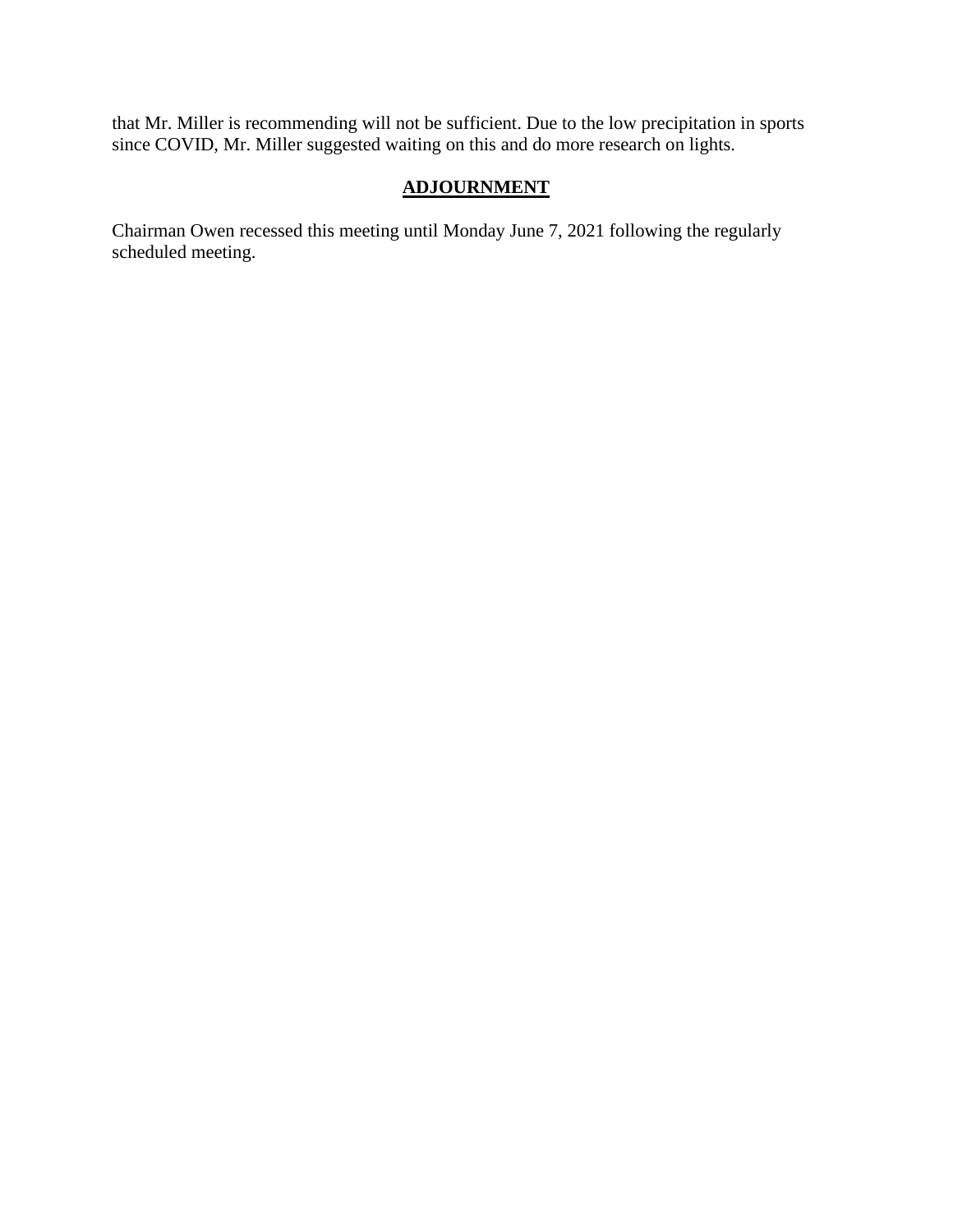that Mr. Miller is recommending will not be sufficient. Due to the low precipitation in sports since COVID, Mr. Miller suggested waiting on this and do more research on lights.

## ADJOURNMENT

Chairman Owen recessed this meeting until Monday June 7, 2021 following the regularly scheduled meeting.